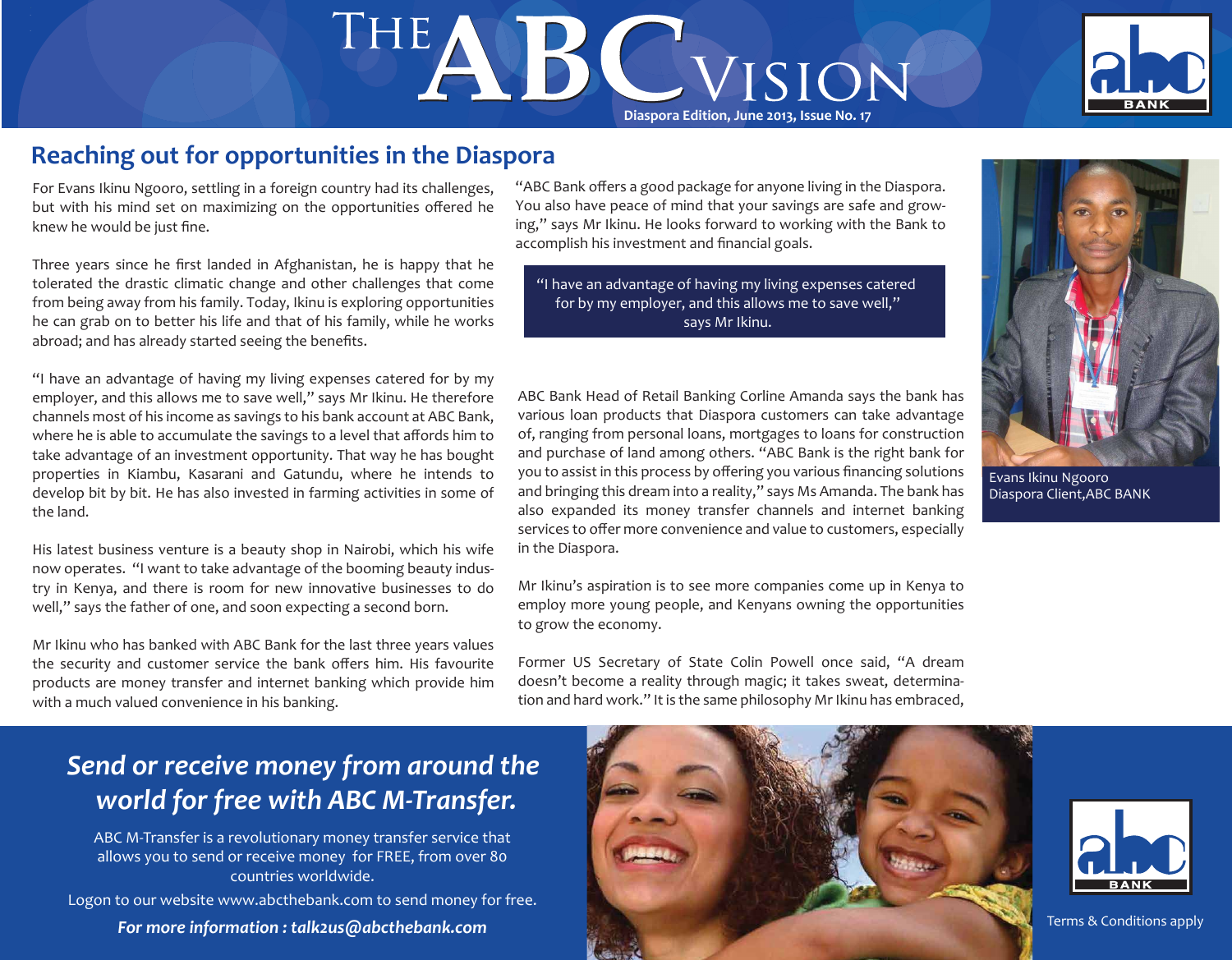# The ABC Vision

Diaspora Edition, June 2013, Issue No. 17

## Reaching out for opportunities in the Diaspora

For Evans Ikinu Ngooro, settling in a foreign country had its challenges, but with his mind set on maximizing on the opportunities offered he knew he would be just fine.

Three years since he first landed in Afghanistan, he is happy that he tolerated the drastic climatic change and other challenges that come from being away from his family. Today, Ikinu is exploring opportunities he can grab on to better his life and that of his family, while he works abroad; and has already started seeing the benefits.

"I have an advantage of having my living expenses catered for by my employer, and this allows me to save well," says Mr Ikinu. He therefore channels most of his income as savings to his bank account at ABC Bank, where he is able to accumulate the savings to a level that affords him to take advantage of an investment opportunity. That way he has bought properties in Kiambu, Kasarani and Gatundu, where he intends to develop bit by bit. He has also invested in farming activities in some of the land.

His latest business venture is a beauty shop in Nairobi, which his wife now operates. "I want to take advantage of the booming beauty industry in Kenya, and there is room for new innovative businesses to do well," says the father of one, and soon expecting a second born.

Mr Ikinu who has banked with ABC Bank for the last three years values the security and customer service the bank offers him. His favourite products are money transfer and internet banking which provide him with a much valued convenience in his banking.

"ABC Bank offers a good package for anyone living in the Diaspora. You also have peace of mind that your savings are safe and growing," says Mr Ikinu. He looks forward to working with the Bank to accomplish his investment and financial goals.

> "I have an advantage of having my living expenses catered for by my employer, and this allows me to save well," says Mr Ikinu.

ABC Bank Head of Retail Banking Corline Amanda says the bank has various loan products that Diaspora customers can take advantage of, ranging from personal loans, mortgages to loans for construction and purchase of land among others. "ABC Bank is the right bank for you to assist in this process by offering you various financing solutions and bringing this dream into a reality," says Ms Amanda. The bank has also expanded its money transfer channels and internet banking services to offer more convenience and value to customers, especially in the Diaspora.

Mr Ikinu's aspiration is to see more companies come up in Kenya to employ more young people, and Kenyans owning the opportunities to grow the economy.

Former US Secretary of State Colin Powell once said, "A dream doesn't become a reality through magic; it takes sweat, determination and hard work." It is the same philosophy Mr Ikinu has embraced,

Evans Ikinu Ngooro
Diaspora Client,ABC BANK

### *Send or receive money from around the world for free with ABC M-Transfer.*

ABC M-Transfer is a revolutionary money transfer service that allows you to send or receive money for FREE, from over 80 countries worldwide.

Logon to our website www.abcthebank.com to send money for free.

***For more information : talk2us@abcthebank.com***

Terms & Conditions apply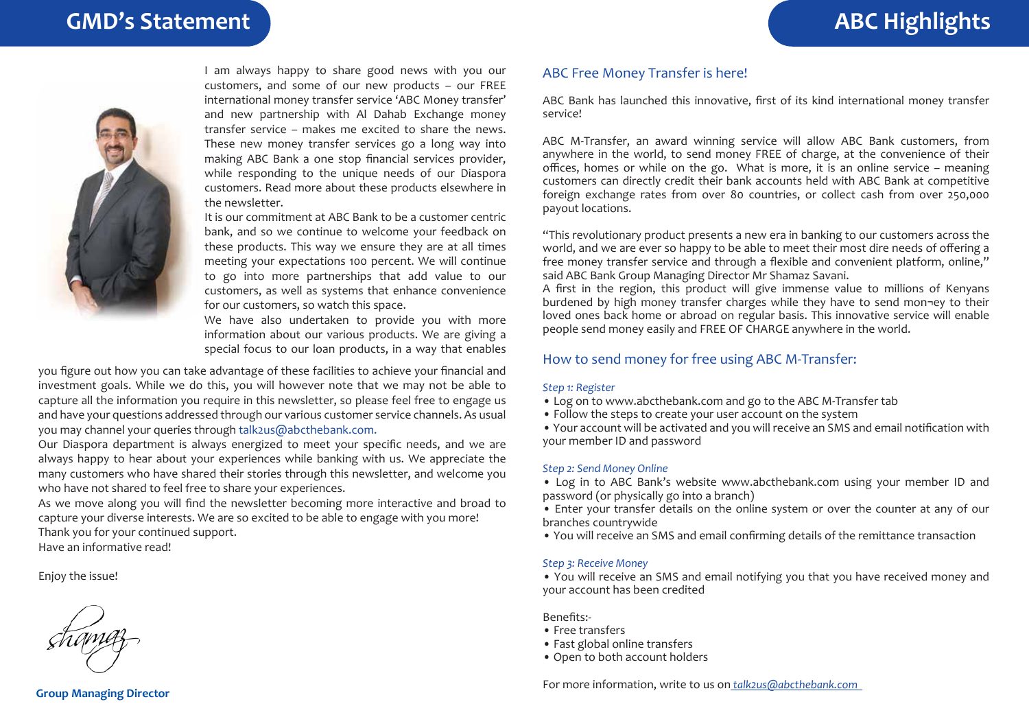# GMD's Statement

I am always happy to share good news with you our customers, and some of our new products – our FREE international money transfer service 'ABC Money transfer' and new partnership with Al Dahab Exchange money transfer service – makes me excited to share the news. These new money transfer services go a long way into making ABC Bank a one stop financial services provider, while responding to the unique needs of our Diaspora customers. Read more about these products elsewhere in the newsletter.

It is our commitment at ABC Bank to be a customer centric bank, and so we continue to welcome your feedback on these products. This way we ensure they are at all times meeting your expectations 100 percent. We will continue to go into more partnerships that add value to our customers, as well as systems that enhance convenience for our customers, so watch this space.

We have also undertaken to provide you with more information about our various products. We are giving a special focus to our loan products, in a way that enables you figure out how you can take advantage of these facilities to achieve your financial and investment goals. While we do this, you will however note that we may not be able to capture all the information you require in this newsletter, so please feel free to engage us and have your questions addressed through our various customer service channels. As usual you may channel your queries through talk2us@abcthebank.com.

Our Diaspora department is always energized to meet your specific needs, and we are always happy to hear about your experiences while banking with us. We appreciate the many customers who have shared their stories through this newsletter, and welcome you who have not shared to feel free to share your experiences.

As we move along you will find the newsletter becoming more interactive and broad to capture your diverse interests. We are so excited to be able to engage with you more!

Thank you for your continued support.

Have an informative read!

Enjoy the issue!

Shamaz

**Group Managing Director**

# ABC Highlights

## ABC Free Money Transfer is here!

ABC Bank has launched this innovative, first of its kind international money transfer service!

ABC M-Transfer, an award winning service will allow ABC Bank customers, from anywhere in the world, to send money FREE of charge, at the convenience of their offices, homes or while on the go. What is more, it is an online service – meaning customers can directly credit their bank accounts held with ABC Bank at competitive foreign exchange rates from over 80 countries, or collect cash from over 250,000 payout locations.

"This revolutionary product presents a new era in banking to our customers across the world, and we are ever so happy to be able to meet their most dire needs of offering a free money transfer service and through a flexible and convenient platform, online," said ABC Bank Group Managing Director Mr Shamaz Savani.

A first in the region, this product will give immense value to millions of Kenyans burdened by high money transfer charges while they have to send mon¬ey to their loved ones back home or abroad on regular basis. This innovative service will enable people send money easily and FREE OF CHARGE anywhere in the world.

## How to send money for free using ABC M-Transfer:

*Step 1: Register*

- Log on to www.abcthebank.com and go to the ABC M-Transfer tab
- Follow the steps to create your user account on the system
- Your account will be activated and you will receive an SMS and email notification with your member ID and password

*Step 2: Send Money Online*

- Log in to ABC Bank's website www.abcthebank.com using your member ID and password (or physically go into a branch)
- Enter your transfer details on the online system or over the counter at any of our branches countrywide
- You will receive an SMS and email confirming details of the remittance transaction

*Step 3: Receive Money*

- You will receive an SMS and email notifying you that you have received money and your account has been credited

Benefits:-

- Free transfers
- Fast global online transfers
- Open to both account holders

For more information, write to us on talk2us@abcthebank.com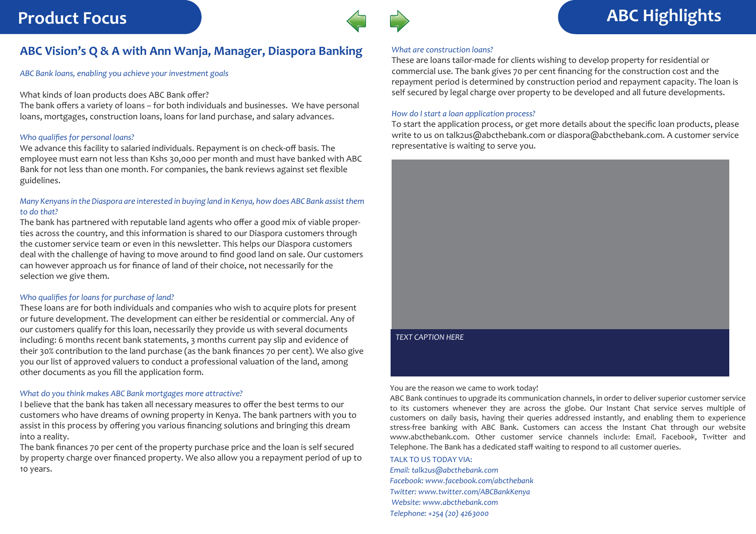## Product Focus

# ABC Vision's Q & A with Ann Wanja, Manager, Diaspora Banking

*ABC Bank loans, enabling you achieve your investment goals*

What kinds of loan products does ABC Bank offer?
The bank offers a variety of loans – for both individuals and businesses. We have personal loans, mortgages, construction loans, loans for land purchase, and salary advances.

*Who qualifies for personal loans?*
We advance this facility to salaried individuals. Repayment is on check-off basis. The employee must earn not less than Kshs 30,000 per month and must have banked with ABC Bank for not less than one month. For companies, the bank reviews against set flexible guidelines.

*Many Kenyans in the Diaspora are interested in buying land in Kenya, how does ABC Bank assist them to do that?*
The bank has partnered with reputable land agents who offer a good mix of viable properties across the country, and this information is shared to our Diaspora customers through the customer service team or even in this newsletter. This helps our Diaspora customers deal with the challenge of having to move around to find good land on sale. Our customers can however approach us for finance of land of their choice, not necessarily for the selection we give them.

*Who qualifies for loans for purchase of land?*
These loans are for both individuals and companies who wish to acquire plots for present or future development. The development can either be residential or commercial. Any of our customers qualify for this loan, necessarily they provide us with several documents including: 6 months recent bank statements, 3 months current pay slip and evidence of their 30% contribution to the land purchase (as the bank finances 70 per cent). We also give you our list of approved valuers to conduct a professional valuation of the land, among other documents as you fill the application form.

*What do you think makes ABC Bank mortgages more attractive?*
I believe that the bank has taken all necessary measures to offer the best terms to our customers who have dreams of owning property in Kenya. The bank partners with you to assist in this process by offering you various financing solutions and bringing this dream into a reality.
The bank finances 70 per cent of the property purchase price and the loan is self secured by property charge over financed property. We also allow you a repayment period of up to 10 years.

## ABC Highlights

*What are construction loans?*
These are loans tailor-made for clients wishing to develop property for residential or commercial use. The bank gives 70 per cent financing for the construction cost and the repayment period is determined by construction period and repayment capacity. The loan is self secured by legal charge over property to be developed and all future developments.

*How do I start a loan application process?*
To start the application process, or get more details about the specific loan products, please write to us on talk2us@abcthebank.com or diaspora@abcthebank.com. A customer service representative is waiting to serve you.

*TEXT CAPTION HERE*

You are the reason we came to work today!
ABC Bank continues to upgrade its communication channels, in order to deliver superior customer service to its customers whenever they are across the globe. Our Instant Chat service serves multiple of customers on daily basis, having their queries addressed instantly, and enabling them to experience stress-free banking with ABC Bank. Customers can access the Instant Chat through our website www.abcthebank.com. Other customer service channels include: Email, Facebook, Twitter and Telephone. The Bank has a dedicated staff waiting to respond to all customer queries.

TALK TO US TODAY VIA:
*Email: talk2us@abcthebank.com*
*Facebook: www.facebook.com/abcthebank*
*Twitter: www.twitter.com/ABCBankKenya*
*Website: www.abcthebank.com*
*Telephone: +254 (20) 4263000*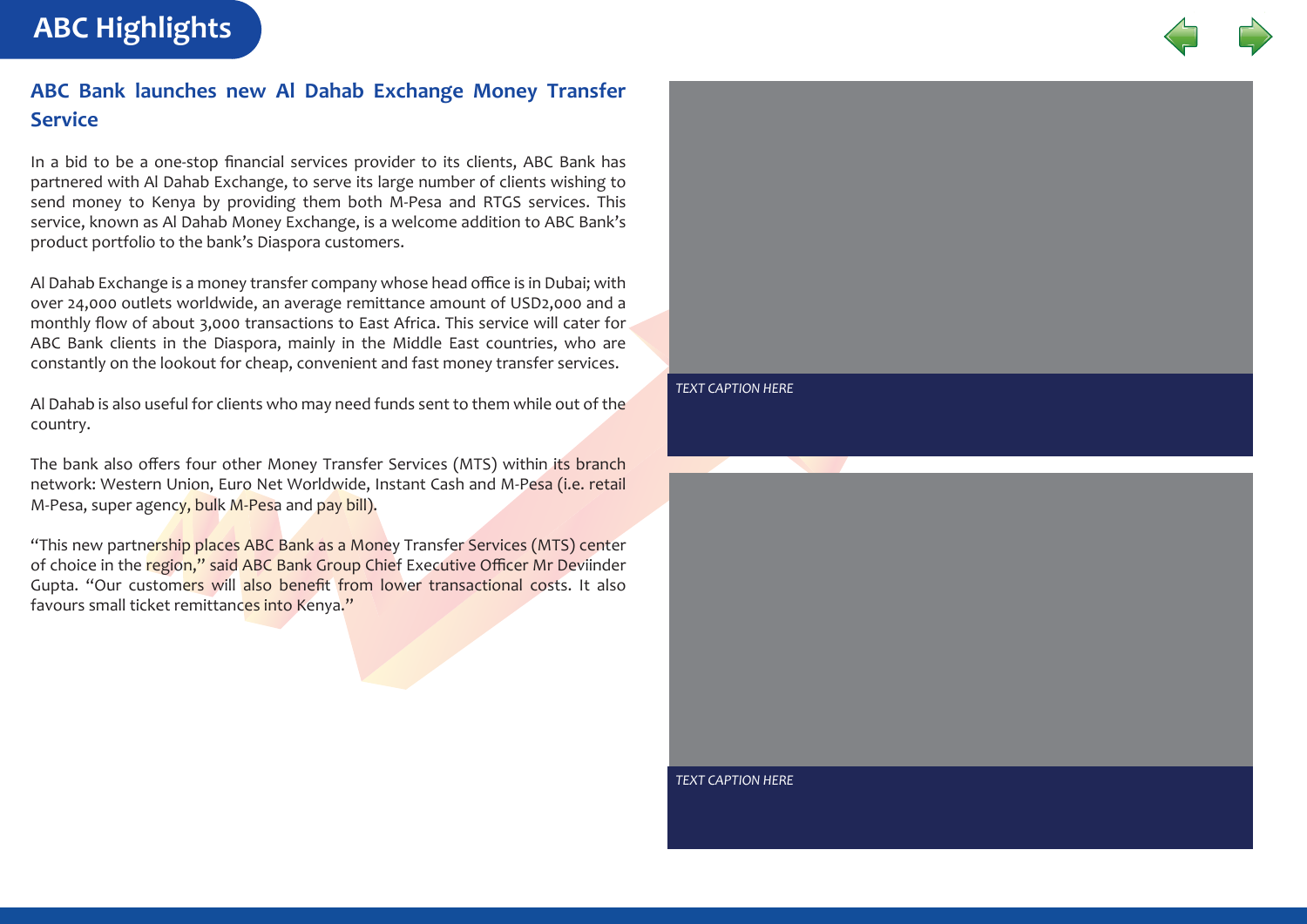# ABC Highlights

## ABC Bank launches new Al Dahab Exchange Money Transfer Service

In a bid to be a one-stop financial services provider to its clients, ABC Bank has partnered with Al Dahab Exchange, to serve its large number of clients wishing to send money to Kenya by providing them both M-Pesa and RTGS services. This service, known as Al Dahab Money Exchange, is a welcome addition to ABC Bank's product portfolio to the bank's Diaspora customers.

Al Dahab Exchange is a money transfer company whose head office is in Dubai; with over 24,000 outlets worldwide, an average remittance amount of USD2,000 and a monthly flow of about 3,000 transactions to East Africa. This service will cater for ABC Bank clients in the Diaspora, mainly in the Middle East countries, who are constantly on the lookout for cheap, convenient and fast money transfer services.

Al Dahab is also useful for clients who may need funds sent to them while out of the country.

The bank also offers four other Money Transfer Services (MTS) within its branch network: Western Union, Euro Net Worldwide, Instant Cash and M-Pesa (i.e. retail M-Pesa, super agency, bulk M-Pesa and pay bill).

"This new partnership places ABC Bank as a Money Transfer Services (MTS) center of choice in the region," said ABC Bank Group Chief Executive Officer Mr Deviinder Gupta. "Our customers will also benefit from lower transactional costs. It also favours small ticket remittances into Kenya."

*TEXT CAPTION HERE*

*TEXT CAPTION HERE*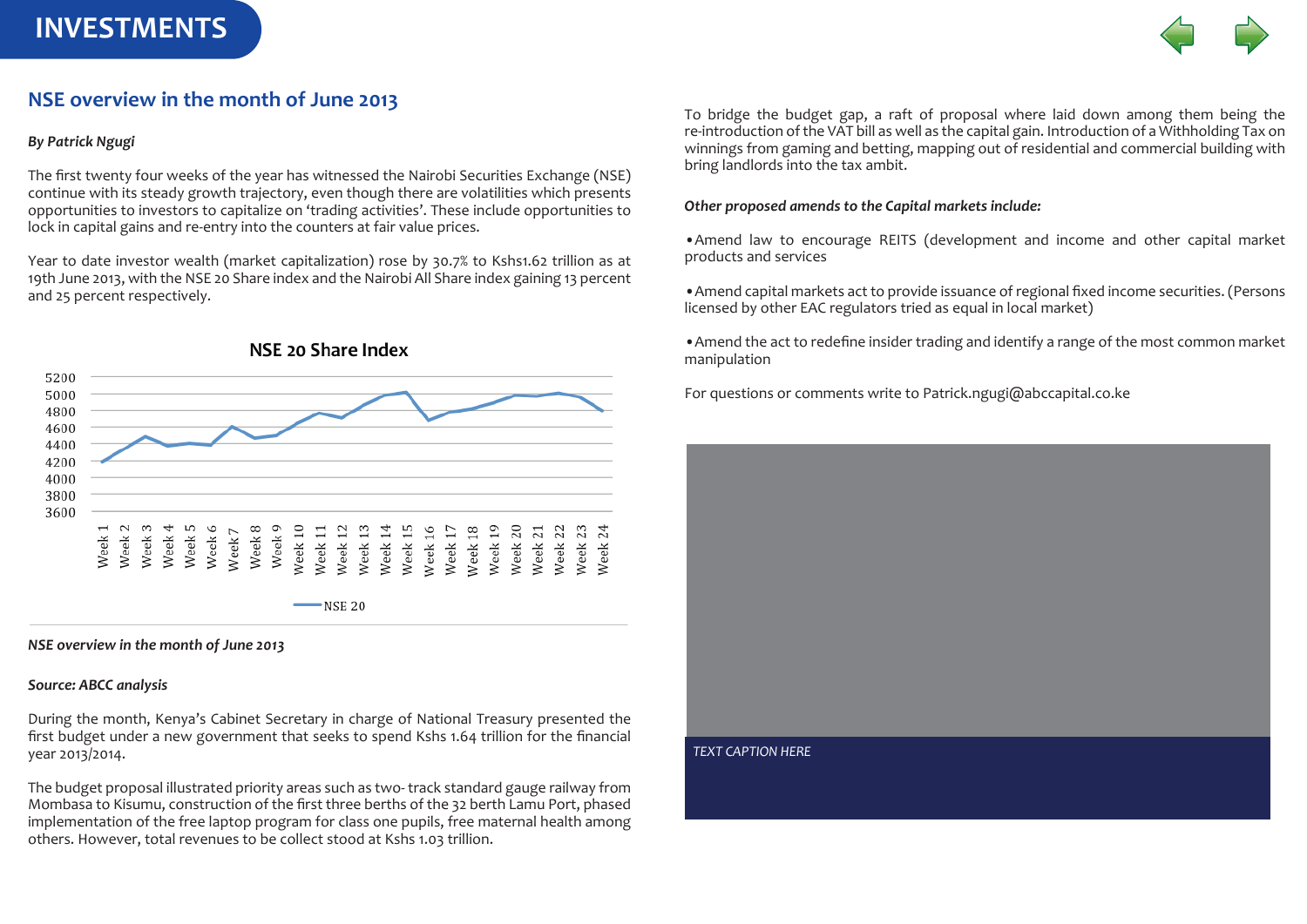# INVESTMENTS

## NSE overview in the month of June 2013

*By Patrick Ngugi*

The first twenty four weeks of the year has witnessed the Nairobi Securities Exchange (NSE) continue with its steady growth trajectory, even though there are volatilities which presents opportunities to investors to capitalize on 'trading activities'. These include opportunities to lock in capital gains and re-entry into the counters at fair value prices.

Year to date investor wealth (market capitalization) rose by 30.7% to Kshs1.62 trillion as at 19th June 2013, with the NSE 20 Share index and the Nairobi All Share index gaining 13 percent and 25 percent respectively.

**NSE 20 Share Index**

*NSE overview in the month of June 2013*

*Source: ABCC analysis*

During the month, Kenya's Cabinet Secretary in charge of National Treasury presented the first budget under a new government that seeks to spend Kshs 1.64 trillion for the financial year 2013/2014.

The budget proposal illustrated priority areas such as two- track standard gauge railway from Mombasa to Kisumu, construction of the first three berths of the 32 berth Lamu Port, phased implementation of the free laptop program for class one pupils, free maternal health among others. However, total revenues to be collect stood at Kshs 1.03 trillion.

To bridge the budget gap, a raft of proposal where laid down among them being the re-introduction of the VAT bill as well as the capital gain. Introduction of a Withholding Tax on winnings from gaming and betting, mapping out of residential and commercial building with bring landlords into the tax ambit.

***Other proposed amends to the Capital markets include:***

- Amend law to encourage REITS (development and income and other capital market products and services
- Amend capital markets act to provide issuance of regional fixed income securities. (Persons licensed by other EAC regulators tried as equal in local market)
- Amend the act to redefine insider trading and identify a range of the most common market manipulation

For questions or comments write to Patrick.ngugi@abccapital.co.ke

*TEXT CAPTION HERE*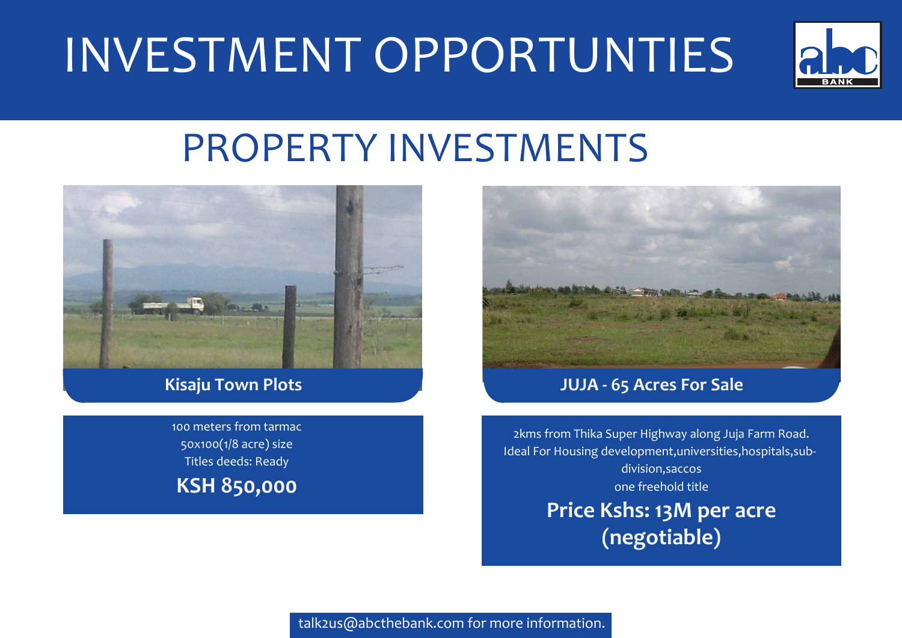# INVESTMENT OPPORTUNTIES

## PROPERTY INVESTMENTS

### Kisaju Town Plots

100 meters from tarmac
50x100(1/8 acre) size
Titles deeds: Ready

**KSH 850,000**

### JUJA - 65 Acres For Sale

2kms from Thika Super Highway along Juja Farm Road.
Ideal For Housing development,universities,hospitals,sub-division,saccos
one freehold title

**Price Kshs: 13M per acre (negotiable)**

talk2us@abcthebank.com for more information.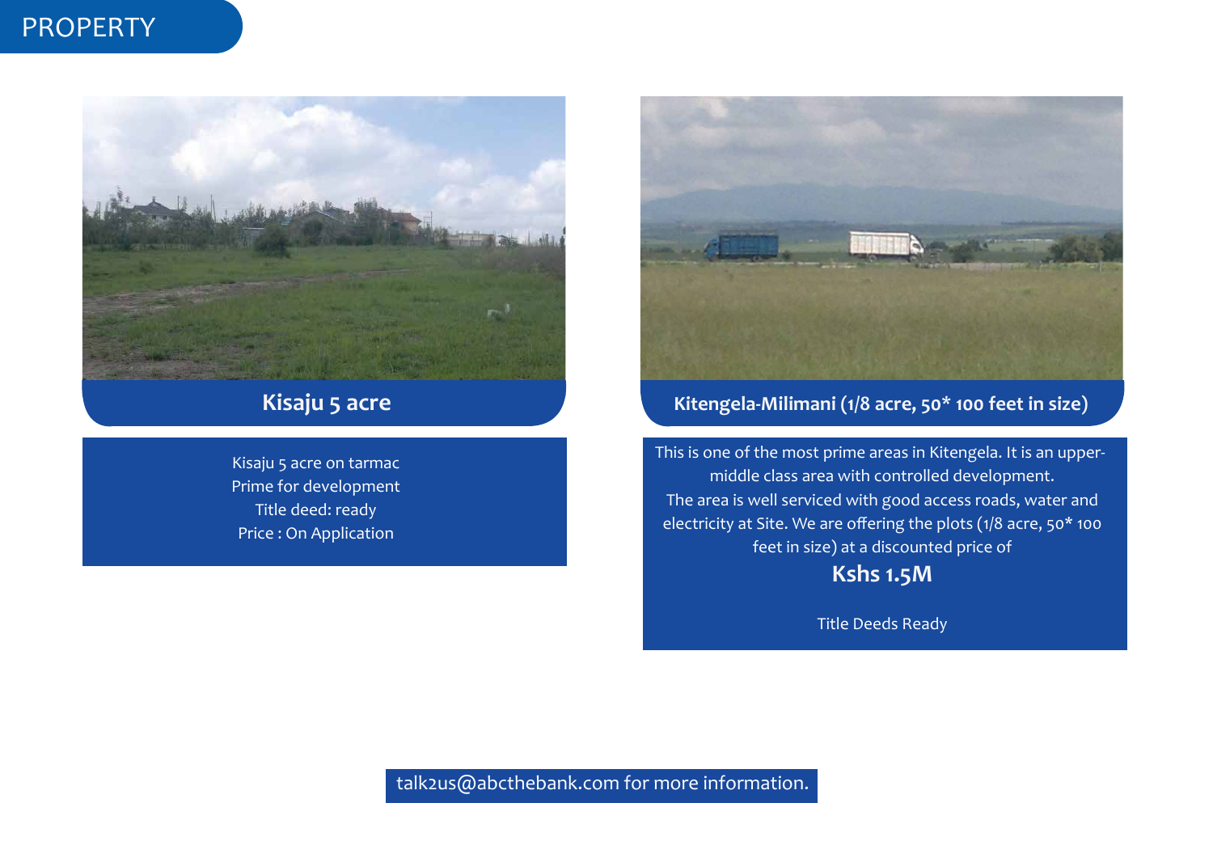# PROPERTY

## Kisaju 5 acre

Kisaju 5 acre on tarmac
Prime for development
Title deed: ready
Price : On Application

## Kitengela-Milimani (1/8 acre, 50* 100 feet in size)

This is one of the most prime areas in Kitengela. It is an upper-middle class area with controlled development.
The area is well serviced with good access roads, water and electricity at Site. We are offering the plots (1/8 acre, 50* 100 feet in size) at a discounted price of

**Kshs 1.5M**

Title Deeds Ready

talk2us@abcthebank.com for more information.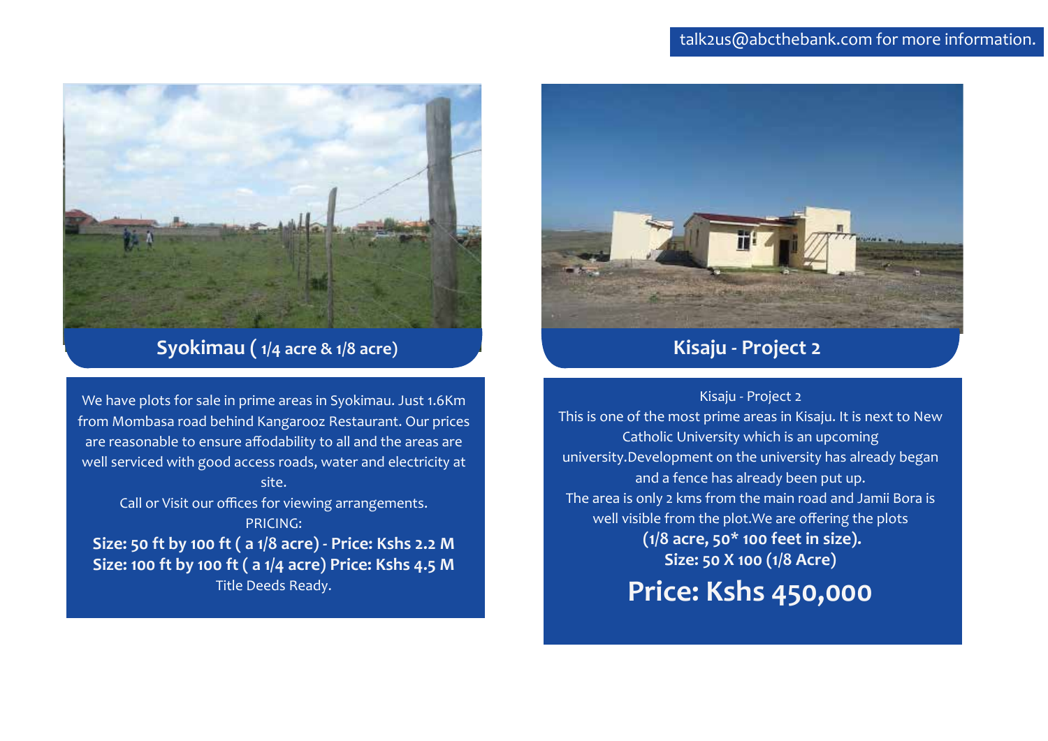talk2us@abcthebank.com for more information.

## Syokimau ( 1/4 acre & 1/8 acre)

We have plots for sale in prime areas in Syokimau. Just 1.6Km from Mombasa road behind Kangarooz Restaurant. Our prices are reasonable to ensure affodability to all and the areas are well serviced with good access roads, water and electricity at site.

Call or Visit our offices for viewing arrangements.

PRICING:

**Size: 50 ft by 100 ft ( a 1/8 acre) - Price: Kshs 2.2 M**

**Size: 100 ft by 100 ft ( a 1/4 acre) Price: Kshs 4.5 M**

Title Deeds Ready.

## Kisaju - Project 2

Kisaju - Project 2

This is one of the most prime areas in Kisaju. It is next to New Catholic University which is an upcoming university.Development on the university has already began and a fence has already been put up.

The area is only 2 kms from the main road and Jamii Bora is well visible from the plot.We are offering the plots

**(1/8 acre, 50* 100 feet in size).**

**Size: 50 X 100 (1/8 Acre)**

**Price: Kshs 450,000**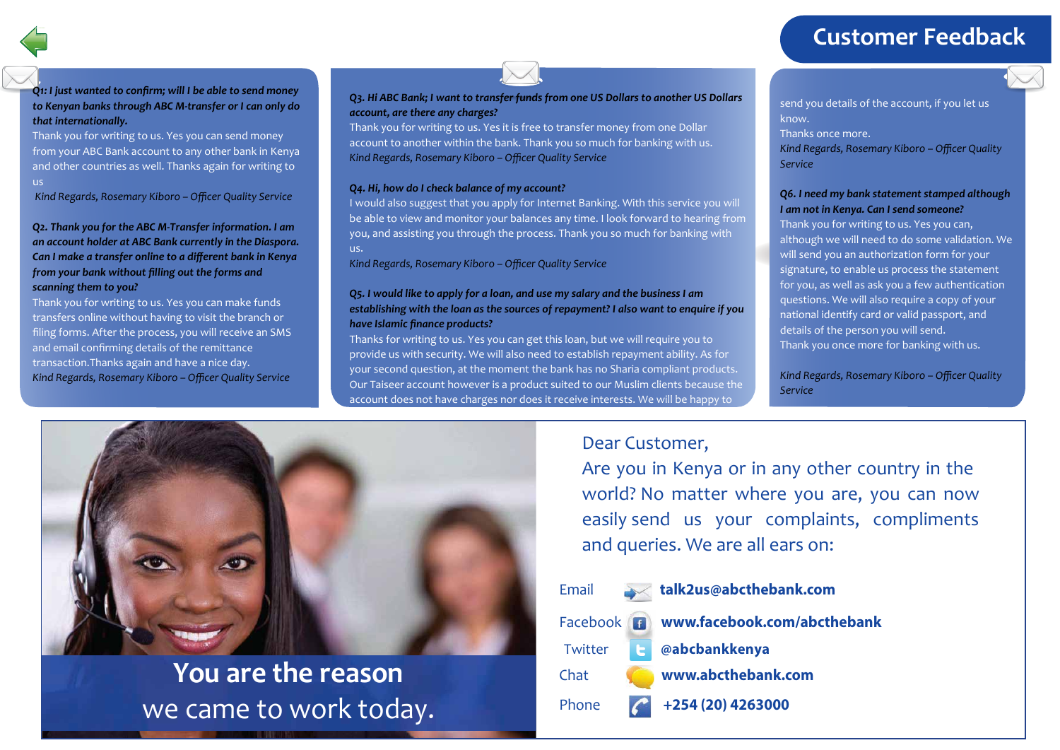# Customer Feedback

***Q1: I just wanted to confirm; will I be able to send money to Kenyan banks through ABC M-transfer or I can only do that internationally.***

Thank you for writing to us. Yes you can send money from your ABC Bank account to any other bank in Kenya and other countries as well. Thanks again for writing to us

*Kind Regards, Rosemary Kiboro – Officer Quality Service*

***Q2. Thank you for the ABC M-Transfer information. I am an account holder at ABC Bank currently in the Diaspora. Can I make a transfer online to a different bank in Kenya from your bank without filling out the forms and scanning them to you?***

Thank you for writing to us. Yes you can make funds transfers online without having to visit the branch or filing forms. After the process, you will receive an SMS and email confirming details of the remittance transaction.Thanks again and have a nice day.

*Kind Regards, Rosemary Kiboro – Officer Quality Service*

***Q3. Hi ABC Bank; I want to transfer funds from one US Dollars to another US Dollars account, are there any charges?***

Thank you for writing to us. Yes it is free to transfer money from one Dollar account to another within the bank. Thank you so much for banking with us.

*Kind Regards, Rosemary Kiboro – Officer Quality Service*

***Q4. Hi, how do I check balance of my account?***

I would also suggest that you apply for Internet Banking. With this service you will be able to view and monitor your balances any time. I look forward to hearing from you, and assisting you through the process. Thank you so much for banking with us.

*Kind Regards, Rosemary Kiboro – Officer Quality Service*

***Q5. I would like to apply for a loan, and use my salary and the business I am establishing with the loan as the sources of repayment? I also want to enquire if you have Islamic finance products?***

Thanks for writing to us. Yes you can get this loan, but we will require you to provide us with security. We will also need to establish repayment ability. As for your second question, at the moment the bank has no Sharia compliant products. Our Taiseer account however is a product suited to our Muslim clients because the account does not have charges nor does it receive interests. We will be happy to send you details of the account, if you let us know.

Thanks once more.

*Kind Regards, Rosemary Kiboro – Officer Quality Service*

***Q6. I need my bank statement stamped although I am not in Kenya. Can I send someone?***

Thank you for writing to us. Yes you can, although we will need to do some validation. We will send you an authorization form for your signature, to enable us process the statement for you, as well as ask you a few authentication questions. We will also require a copy of your national identify card or valid passport, and details of the person you will send.

Thank you once more for banking with us.

*Kind Regards, Rosemary Kiboro – Officer Quality Service*

**You are the reason**
we came to work today.

Dear Customer,

Are you in Kenya or in any other country in the world? No matter where you are, you can now easily send us your complaints, compliments and queries. We are all ears on:

| | |
|---|---|
| Email | **talk2us@abcthebank.com** |
| Facebook | **www.facebook.com/abcthebank** |
| Twitter | **@abcbankkenya** |
| Chat | **www.abcthebank.com** |
| Phone | **+254 (20) 4263000** |